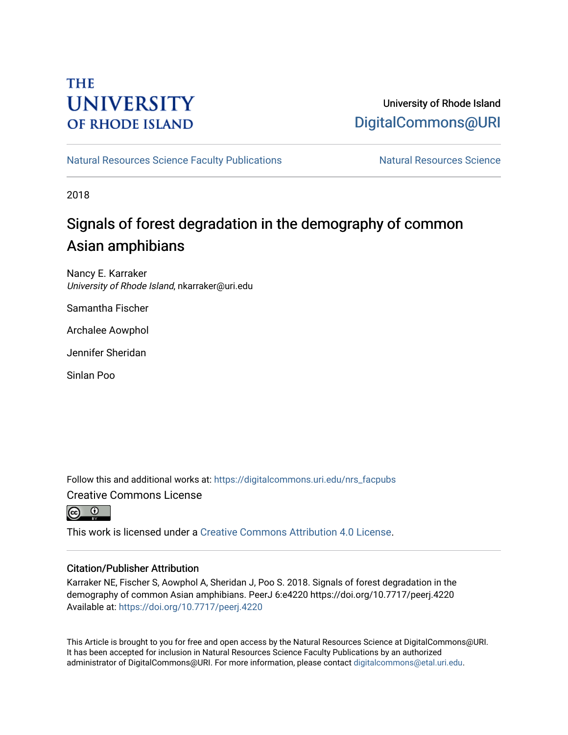THE UNIVERSITY OF RHODE ISLAND

University of Rhode Island
DigitalCommons@URI

Natural Resources Science Faculty Publications | Natural Resources Science

2018

# Signals of forest degradation in the demography of common Asian amphibians

Nancy E. Karraker
*University of Rhode Island*, nkarraker@uri.edu

Samantha Fischer

Archalee Aowphol

Jennifer Sheridan

Sinlan Poo

Follow this and additional works at: https://digitalcommons.uri.edu/nrs_facpubs

Creative Commons License

This work is licensed under a Creative Commons Attribution 4.0 License.

## Citation/Publisher Attribution

Karraker NE, Fischer S, Aowphol A, Sheridan J, Poo S. 2018. Signals of forest degradation in the demography of common Asian amphibians. PeerJ 6:e4220 https://doi.org/10.7717/peerj.4220
Available at: https://doi.org/10.7717/peerj.4220

This Article is brought to you for free and open access by the Natural Resources Science at DigitalCommons@URI. It has been accepted for inclusion in Natural Resources Science Faculty Publications by an authorized administrator of DigitalCommons@URI. For more information, please contact digitalcommons@etal.uri.edu.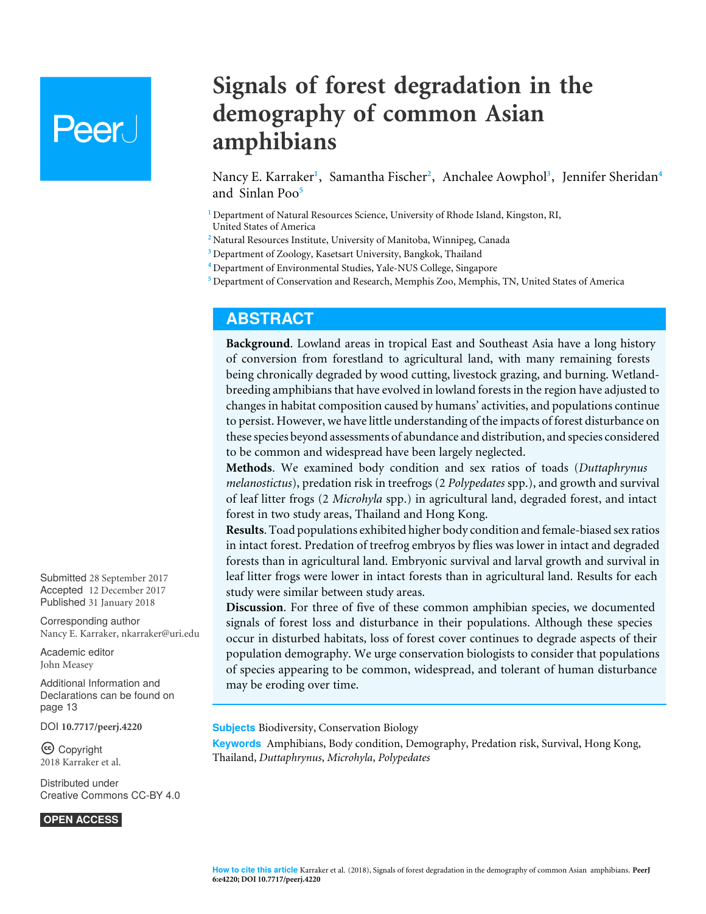# Signals of forest degradation in the demography of common Asian amphibians

Nancy E. Karraker[1], Samantha Fischer[2], Anchalee Aowphol[3], Jennifer Sheridan[4] and Sinlan Poo[5]

[1] Department of Natural Resources Science, University of Rhode Island, Kingston, RI, United States of America
[2] Natural Resources Institute, University of Manitoba, Winnipeg, Canada
[3] Department of Zoology, Kasetsart University, Bangkok, Thailand
[4] Department of Environmental Studies, Yale-NUS College, Singapore
[5] Department of Conservation and Research, Memphis Zoo, Memphis, TN, United States of America

Submitted 28 September 2017
Accepted 12 December 2017
Published 31 January 2018

Corresponding author
Nancy E. Karraker, nkarraker@uri.edu

Academic editor
John Measey

Additional Information and Declarations can be found on page 13

DOI 10.7717/peerj.4220

Copyright
2018 Karraker et al.

Distributed under
Creative Commons CC-BY 4.0

OPEN ACCESS

## ABSTRACT

**Background**. Lowland areas in tropical East and Southeast Asia have a long history of conversion from forestland to agricultural land, with many remaining forests being chronically degraded by wood cutting, livestock grazing, and burning. Wetland-breeding amphibians that have evolved in lowland forests in the region have adjusted to changes in habitat composition caused by humans' activities, and populations continue to persist. However, we have little understanding of the impacts of forest disturbance on these species beyond assessments of abundance and distribution, and species considered to be common and widespread have been largely neglected.

**Methods**. We examined body condition and sex ratios of toads (*Duttaphrynus melanostictus*), predation risk in treefrogs (2 *Polypedates* spp.), and growth and survival of leaf litter frogs (2 *Microhyla* spp.) in agricultural land, degraded forest, and intact forest in two study areas, Thailand and Hong Kong.

**Results**. Toad populations exhibited higher body condition and female-biased sex ratios in intact forest. Predation of treefrog embryos by flies was lower in intact and degraded forests than in agricultural land. Embryonic survival and larval growth and survival in leaf litter frogs were lower in intact forests than in agricultural land. Results for each study were similar between study areas.

**Discussion**. For three of five of these common amphibian species, we documented signals of forest loss and disturbance in their populations. Although these species occur in disturbed habitats, loss of forest cover continues to degrade aspects of their population demography. We urge conservation biologists to consider that populations of species appearing to be common, widespread, and tolerant of human disturbance may be eroding over time.

**Subjects** Biodiversity, Conservation Biology
**Keywords** Amphibians, Body condition, Demography, Predation risk, Survival, Hong Kong, Thailand, *Duttaphrynus*, *Microhyla*, *Polypedates*

**How to cite this article** Karraker et al. (2018), Signals of forest degradation in the demography of common Asian amphibians. PeerJ 6:e4220; DOI 10.7717/peerj.4220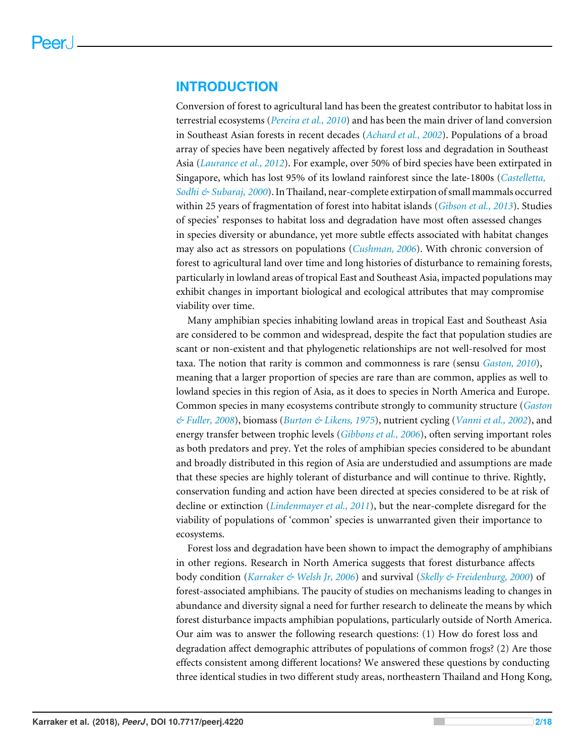## INTRODUCTION

Conversion of forest to agricultural land has been the greatest contributor to habitat loss in terrestrial ecosystems (*Pereira et al., 2010*) and has been the main driver of land conversion in Southeast Asian forests in recent decades (*Achard et al., 2002*). Populations of a broad array of species have been negatively affected by forest loss and degradation in Southeast Asia (*Laurance et al., 2012*). For example, over 50% of bird species have been extirpated in Singapore, which has lost 95% of its lowland rainforest since the late-1800s (*Castelletta, Sodhi & Subaraj, 2000*). In Thailand, near-complete extirpation of small mammals occurred within 25 years of fragmentation of forest into habitat islands (*Gibson et al., 2013*). Studies of species' responses to habitat loss and degradation have most often assessed changes in species diversity or abundance, yet more subtle effects associated with habitat changes may also act as stressors on populations (*Cushman, 2006*). With chronic conversion of forest to agricultural land over time and long histories of disturbance to remaining forests, particularly in lowland areas of tropical East and Southeast Asia, impacted populations may exhibit changes in important biological and ecological attributes that may compromise viability over time.

Many amphibian species inhabiting lowland areas in tropical East and Southeast Asia are considered to be common and widespread, despite the fact that population studies are scant or non-existent and that phylogenetic relationships are not well-resolved for most taxa. The notion that rarity is common and commonness is rare (sensu *Gaston, 2010*), meaning that a larger proportion of species are rare than are common, applies as well to lowland species in this region of Asia, as it does to species in North America and Europe. Common species in many ecosystems contribute strongly to community structure (*Gaston & Fuller, 2008*), biomass (*Burton & Likens, 1975*), nutrient cycling (*Vanni et al., 2002*), and energy transfer between trophic levels (*Gibbons et al., 2006*), often serving important roles as both predators and prey. Yet the roles of amphibian species considered to be abundant and broadly distributed in this region of Asia are understudied and assumptions are made that these species are highly tolerant of disturbance and will continue to thrive. Rightly, conservation funding and action have been directed at species considered to be at risk of decline or extinction (*Lindenmayer et al., 2011*), but the near-complete disregard for the viability of populations of 'common' species is unwarranted given their importance to ecosystems.

Forest loss and degradation have been shown to impact the demography of amphibians in other regions. Research in North America suggests that forest disturbance affects body condition (*Karraker & Welsh Jr, 2006*) and survival (*Skelly & Freidenburg, 2000*) of forest-associated amphibians. The paucity of studies on mechanisms leading to changes in abundance and diversity signal a need for further research to delineate the means by which forest disturbance impacts amphibian populations, particularly outside of North America. Our aim was to answer the following research questions: (1) How do forest loss and degradation affect demographic attributes of populations of common frogs? (2) Are those effects consistent among different locations? We answered these questions by conducting three identical studies in two different study areas, northeastern Thailand and Hong Kong,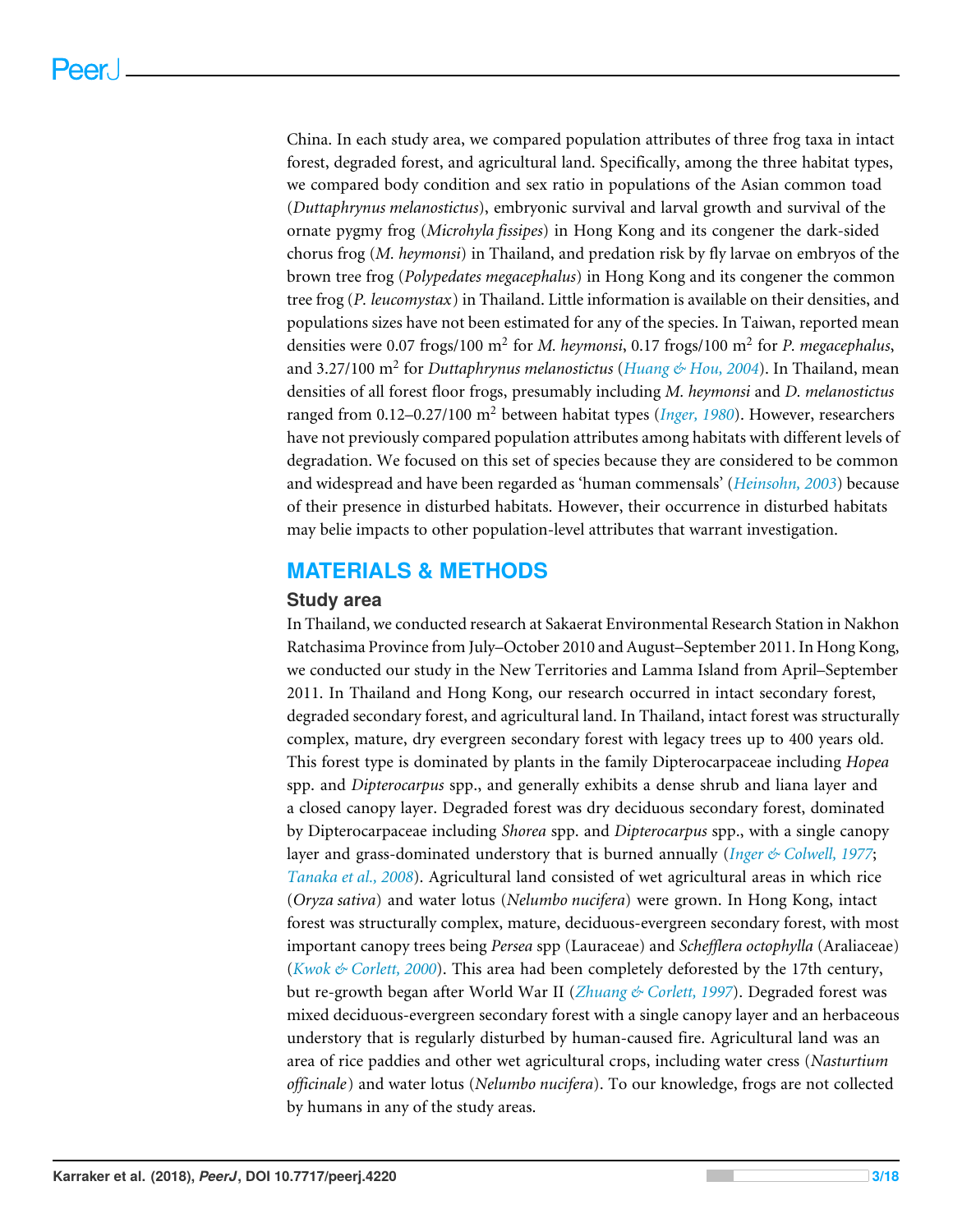China. In each study area, we compared population attributes of three frog taxa in intact forest, degraded forest, and agricultural land. Specifically, among the three habitat types, we compared body condition and sex ratio in populations of the Asian common toad (*Duttaphrynus melanostictus*), embryonic survival and larval growth and survival of the ornate pygmy frog (*Microhyla fissipes*) in Hong Kong and its congener the dark-sided chorus frog (*M. heymonsi*) in Thailand, and predation risk by fly larvae on embryos of the brown tree frog (*Polypedates megacephalus*) in Hong Kong and its congener the common tree frog (*P. leucomystax*) in Thailand. Little information is available on their densities, and populations sizes have not been estimated for any of the species. In Taiwan, reported mean densities were 0.07 frogs/100 m$^2$ for *M. heymonsi*, 0.17 frogs/100 m$^2$ for *P. megacephalus*, and 3.27/100 m$^2$ for *Duttaphrynus melanostictus* (*Huang & Hou, 2004*). In Thailand, mean densities of all forest floor frogs, presumably including *M. heymonsi* and *D. melanostictus* ranged from 0.12–0.27/100 m$^2$ between habitat types (*Inger, 1980*). However, researchers have not previously compared population attributes among habitats with different levels of degradation. We focused on this set of species because they are considered to be common and widespread and have been regarded as 'human commensals' (*Heinsohn, 2003*) because of their presence in disturbed habitats. However, their occurrence in disturbed habitats may belie impacts to other population-level attributes that warrant investigation.

## MATERIALS & METHODS

### Study area

In Thailand, we conducted research at Sakaerat Environmental Research Station in Nakhon Ratchasima Province from July–October 2010 and August–September 2011. In Hong Kong, we conducted our study in the New Territories and Lamma Island from April–September 2011. In Thailand and Hong Kong, our research occurred in intact secondary forest, degraded secondary forest, and agricultural land. In Thailand, intact forest was structurally complex, mature, dry evergreen secondary forest with legacy trees up to 400 years old. This forest type is dominated by plants in the family Dipterocarpaceae including *Hopea* spp. and *Dipterocarpus* spp., and generally exhibits a dense shrub and liana layer and a closed canopy layer. Degraded forest was dry deciduous secondary forest, dominated by Dipterocarpaceae including *Shorea* spp. and *Dipterocarpus* spp., with a single canopy layer and grass-dominated understory that is burned annually (*Inger & Colwell, 1977*; *Tanaka et al., 2008*). Agricultural land consisted of wet agricultural areas in which rice (*Oryza sativa*) and water lotus (*Nelumbo nucifera*) were grown. In Hong Kong, intact forest was structurally complex, mature, deciduous-evergreen secondary forest, with most important canopy trees being *Persea* spp (Lauraceae) and *Schefflera octophylla* (Araliaceae) (*Kwok & Corlett, 2000*). This area had been completely deforested by the 17th century, but re-growth began after World War II (*Zhuang & Corlett, 1997*). Degraded forest was mixed deciduous-evergreen secondary forest with a single canopy layer and an herbaceous understory that is regularly disturbed by human-caused fire. Agricultural land was an area of rice paddies and other wet agricultural crops, including water cress (*Nasturtium officinale*) and water lotus (*Nelumbo nucifera*). To our knowledge, frogs are not collected by humans in any of the study areas.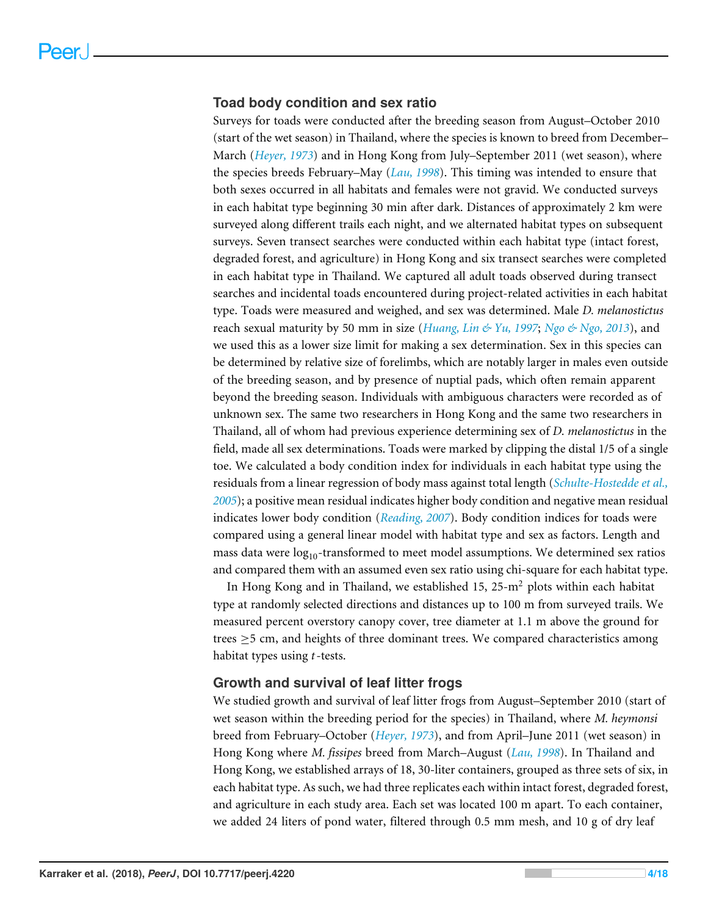### Toad body condition and sex ratio

Surveys for toads were conducted after the breeding season from August–October 2010 (start of the wet season) in Thailand, where the species is known to breed from December–March (*Heyer, 1973*) and in Hong Kong from July–September 2011 (wet season), where the species breeds February–May (*Lau, 1998*). This timing was intended to ensure that both sexes occurred in all habitats and females were not gravid. We conducted surveys in each habitat type beginning 30 min after dark. Distances of approximately 2 km were surveyed along different trails each night, and we alternated habitat types on subsequent surveys. Seven transect searches were conducted within each habitat type (intact forest, degraded forest, and agriculture) in Hong Kong and six transect searches were completed in each habitat type in Thailand. We captured all adult toads observed during transect searches and incidental toads encountered during project-related activities in each habitat type. Toads were measured and weighed, and sex was determined. Male *D. melanostictus* reach sexual maturity by 50 mm in size (*Huang, Lin & Yu, 1997*; *Ngo & Ngo, 2013*), and we used this as a lower size limit for making a sex determination. Sex in this species can be determined by relative size of forelimbs, which are notably larger in males even outside of the breeding season, and by presence of nuptial pads, which often remain apparent beyond the breeding season. Individuals with ambiguous characters were recorded as of unknown sex. The same two researchers in Hong Kong and the same two researchers in Thailand, all of whom had previous experience determining sex of *D. melanostictus* in the field, made all sex determinations. Toads were marked by clipping the distal 1/5 of a single toe. We calculated a body condition index for individuals in each habitat type using the residuals from a linear regression of body mass against total length (*Schulte-Hostedde et al., 2005*); a positive mean residual indicates higher body condition and negative mean residual indicates lower body condition (*Reading, 2007*). Body condition indices for toads were compared using a general linear model with habitat type and sex as factors. Length and mass data were $\log_{10}$-transformed to meet model assumptions. We determined sex ratios and compared them with an assumed even sex ratio using chi-square for each habitat type.

In Hong Kong and in Thailand, we established 15, 25-$m^2$ plots within each habitat type at randomly selected directions and distances up to 100 m from surveyed trails. We measured percent overstory canopy cover, tree diameter at 1.1 m above the ground for trees $\geq$5 cm, and heights of three dominant trees. We compared characteristics among habitat types using $t$-tests.

### Growth and survival of leaf litter frogs

We studied growth and survival of leaf litter frogs from August–September 2010 (start of wet season within the breeding period for the species) in Thailand, where *M. heymonsi* breed from February–October (*Heyer, 1973*), and from April–June 2011 (wet season) in Hong Kong where *M. fissipes* breed from March–August (*Lau, 1998*). In Thailand and Hong Kong, we established arrays of 18, 30-liter containers, grouped as three sets of six, in each habitat type. As such, we had three replicates each within intact forest, degraded forest, and agriculture in each study area. Each set was located 100 m apart. To each container, we added 24 liters of pond water, filtered through 0.5 mm mesh, and 10 g of dry leaf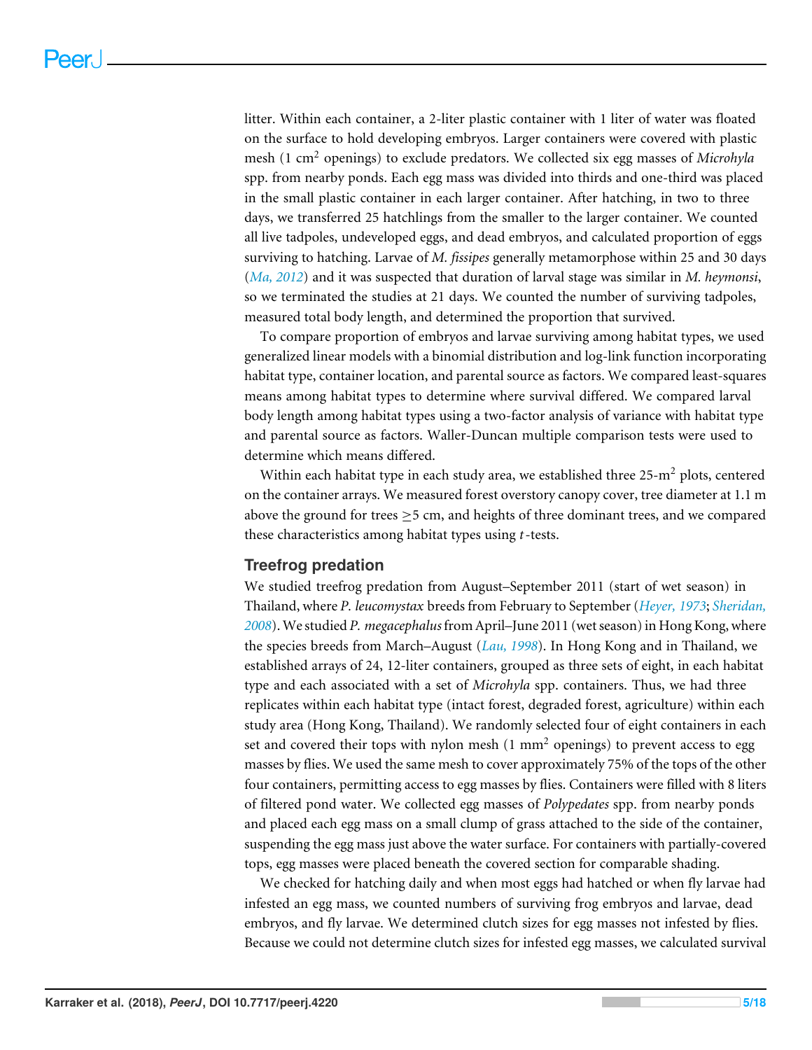litter. Within each container, a 2-liter plastic container with 1 liter of water was floated on the surface to hold developing embryos. Larger containers were covered with plastic mesh (1 $cm^2$ openings) to exclude predators. We collected six egg masses of *Microhyla* spp. from nearby ponds. Each egg mass was divided into thirds and one-third was placed in the small plastic container in each larger container. After hatching, in two to three days, we transferred 25 hatchlings from the smaller to the larger container. We counted all live tadpoles, undeveloped eggs, and dead embryos, and calculated proportion of eggs surviving to hatching. Larvae of *M. fissipes* generally metamorphose within 25 and 30 days (*Ma, 2012*) and it was suspected that duration of larval stage was similar in *M. heymonsi*, so we terminated the studies at 21 days. We counted the number of surviving tadpoles, measured total body length, and determined the proportion that survived.

To compare proportion of embryos and larvae surviving among habitat types, we used generalized linear models with a binomial distribution and log-link function incorporating habitat type, container location, and parental source as factors. We compared least-squares means among habitat types to determine where survival differed. We compared larval body length among habitat types using a two-factor analysis of variance with habitat type and parental source as factors. Waller-Duncan multiple comparison tests were used to determine which means differed.

Within each habitat type in each study area, we established three 25-$m^2$ plots, centered on the container arrays. We measured forest overstory canopy cover, tree diameter at 1.1 m above the ground for trees $\geq$5 cm, and heights of three dominant trees, and we compared these characteristics among habitat types using $t$-tests.

## Treefrog predation

We studied treefrog predation from August–September 2011 (start of wet season) in Thailand, where *P. leucomystax* breeds from February to September (*Heyer, 1973*; *Sheridan, 2008*). We studied *P. megacephalus* from April–June 2011 (wet season) in Hong Kong, where the species breeds from March–August (*Lau, 1998*). In Hong Kong and in Thailand, we established arrays of 24, 12-liter containers, grouped as three sets of eight, in each habitat type and each associated with a set of *Microhyla* spp. containers. Thus, we had three replicates within each habitat type (intact forest, degraded forest, agriculture) within each study area (Hong Kong, Thailand). We randomly selected four of eight containers in each set and covered their tops with nylon mesh (1 $mm^2$ openings) to prevent access to egg masses by flies. We used the same mesh to cover approximately 75% of the tops of the other four containers, permitting access to egg masses by flies. Containers were filled with 8 liters of filtered pond water. We collected egg masses of *Polypedates* spp. from nearby ponds and placed each egg mass on a small clump of grass attached to the side of the container, suspending the egg mass just above the water surface. For containers with partially-covered tops, egg masses were placed beneath the covered section for comparable shading.

We checked for hatching daily and when most eggs had hatched or when fly larvae had infested an egg mass, we counted numbers of surviving frog embryos and larvae, dead embryos, and fly larvae. We determined clutch sizes for egg masses not infested by flies. Because we could not determine clutch sizes for infested egg masses, we calculated survival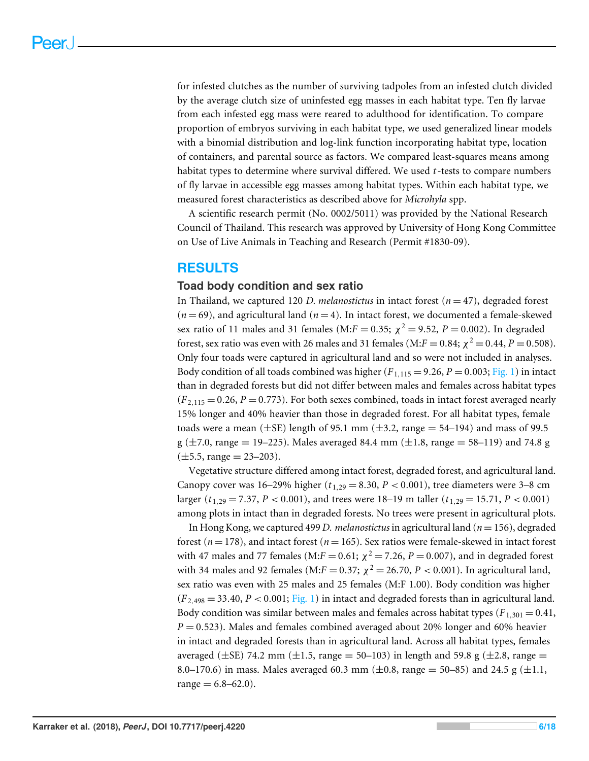for infested clutches as the number of surviving tadpoles from an infested clutch divided by the average clutch size of uninfested egg masses in each habitat type. Ten fly larvae from each infested egg mass were reared to adulthood for identification. To compare proportion of embryos surviving in each habitat type, we used generalized linear models with a binomial distribution and log-link function incorporating habitat type, location of containers, and parental source as factors. We compared least-squares means among habitat types to determine where survival differed. We used $t$-tests to compare numbers of fly larvae in accessible egg masses among habitat types. Within each habitat type, we measured forest characteristics as described above for *Microhyla* spp.

A scientific research permit (No. 0002/5011) was provided by the National Research Council of Thailand. This research was approved by University of Hong Kong Committee on Use of Live Animals in Teaching and Research (Permit #1830-09).

## RESULTS

### Toad body condition and sex ratio

In Thailand, we captured 120 *D. melanostictus* in intact forest ($n = 47$), degraded forest ($n = 69$), and agricultural land ($n = 4$). In intact forest, we documented a female-skewed sex ratio of 11 males and 31 females (M:F = 0.35; $\chi^2 = 9.52$, $P = 0.002$). In degraded forest, sex ratio was even with 26 males and 31 females (M:F = 0.84; $\chi^2 = 0.44$, $P = 0.508$). Only four toads were captured in agricultural land and so were not included in analyses. Body condition of all toads combined was higher ($F_{1,115} = 9.26$, $P = 0.003$; Fig. 1) in intact than in degraded forests but did not differ between males and females across habitat types ($F_{2,115} = 0.26$, $P = 0.773$). For both sexes combined, toads in intact forest averaged nearly 15% longer and 40% heavier than those in degraded forest. For all habitat types, female toads were a mean (±SE) length of 95.1 mm (±3.2, range = 54–194) and mass of 99.5 g (±7.0, range = 19–225). Males averaged 84.4 mm (±1.8, range = 58–119) and 74.8 g (±5.5, range = 23–203).

Vegetative structure differed among intact forest, degraded forest, and agricultural land. Canopy cover was 16–29% higher ($t_{1,29} = 8.30$, $P < 0.001$), tree diameters were 3–8 cm larger ($t_{1,29} = 7.37$, $P < 0.001$), and trees were 18–19 m taller ($t_{1,29} = 15.71$, $P < 0.001$) among plots in intact than in degraded forests. No trees were present in agricultural plots.

In Hong Kong, we captured 499 *D. melanostictus* in agricultural land ($n = 156$), degraded forest ($n = 178$), and intact forest ($n = 165$). Sex ratios were female-skewed in intact forest with 47 males and 77 females (M:F = 0.61; $\chi^2 = 7.26$, $P = 0.007$), and in degraded forest with 34 males and 92 females (M:F = 0.37; $\chi^2 = 26.70$, $P < 0.001$). In agricultural land, sex ratio was even with 25 males and 25 females (M:F 1.00). Body condition was higher ($F_{2,498} = 33.40$, $P < 0.001$; Fig. 1) in intact and degraded forests than in agricultural land. Body condition was similar between males and females across habitat types ($F_{1,301} = 0.41$, $P = 0.523$). Males and females combined averaged about 20% longer and 60% heavier in intact and degraded forests than in agricultural land. Across all habitat types, females averaged (±SE) 74.2 mm (±1.5, range = 50–103) in length and 59.8 g (±2.8, range = 8.0–170.6) in mass. Males averaged 60.3 mm (±0.8, range = 50–85) and 24.5 g (±1.1, range = 6.8–62.0).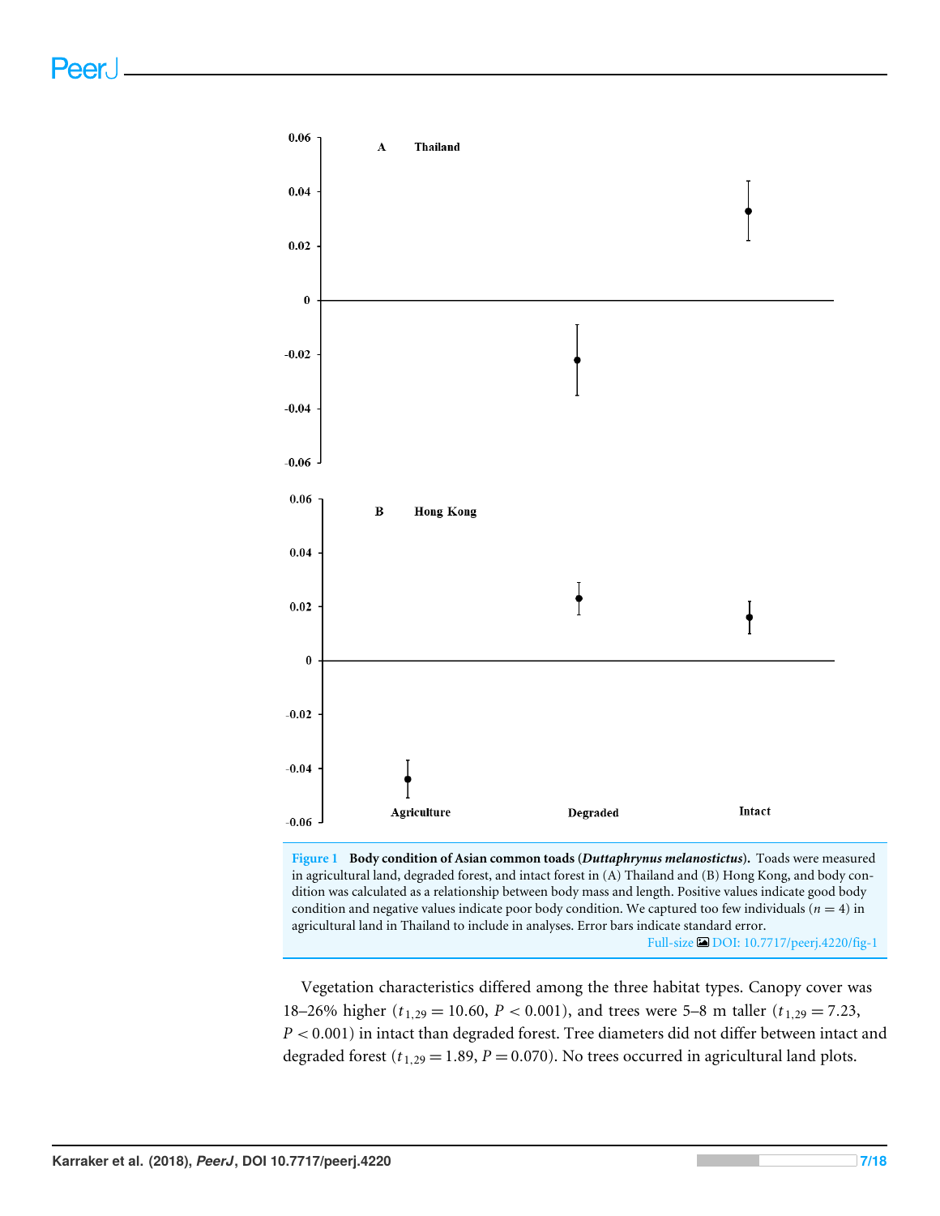**Figure 1 Body condition of Asian common toads (*Duttaphrynus melanostictus*).** Toads were measured in agricultural land, degraded forest, and intact forest in (A) Thailand and (B) Hong Kong, and body condition was calculated as a relationship between body mass and length. Positive values indicate good body condition and negative values indicate poor body condition. We captured too few individuals ($n = 4$) in agricultural land in Thailand to include in analyses. Error bars indicate standard error.

Full-size DOI: 10.7717/peerj.4220/fig-1

Vegetation characteristics differed among the three habitat types. Canopy cover was 18–26% higher ($t_{1,29} = 10.60$, $P < 0.001$), and trees were 5–8 m taller ($t_{1,29} = 7.23$, $P < 0.001$) in intact than degraded forest. Tree diameters did not differ between intact and degraded forest ($t_{1,29} = 1.89$, $P = 0.070$). No trees occurred in agricultural land plots.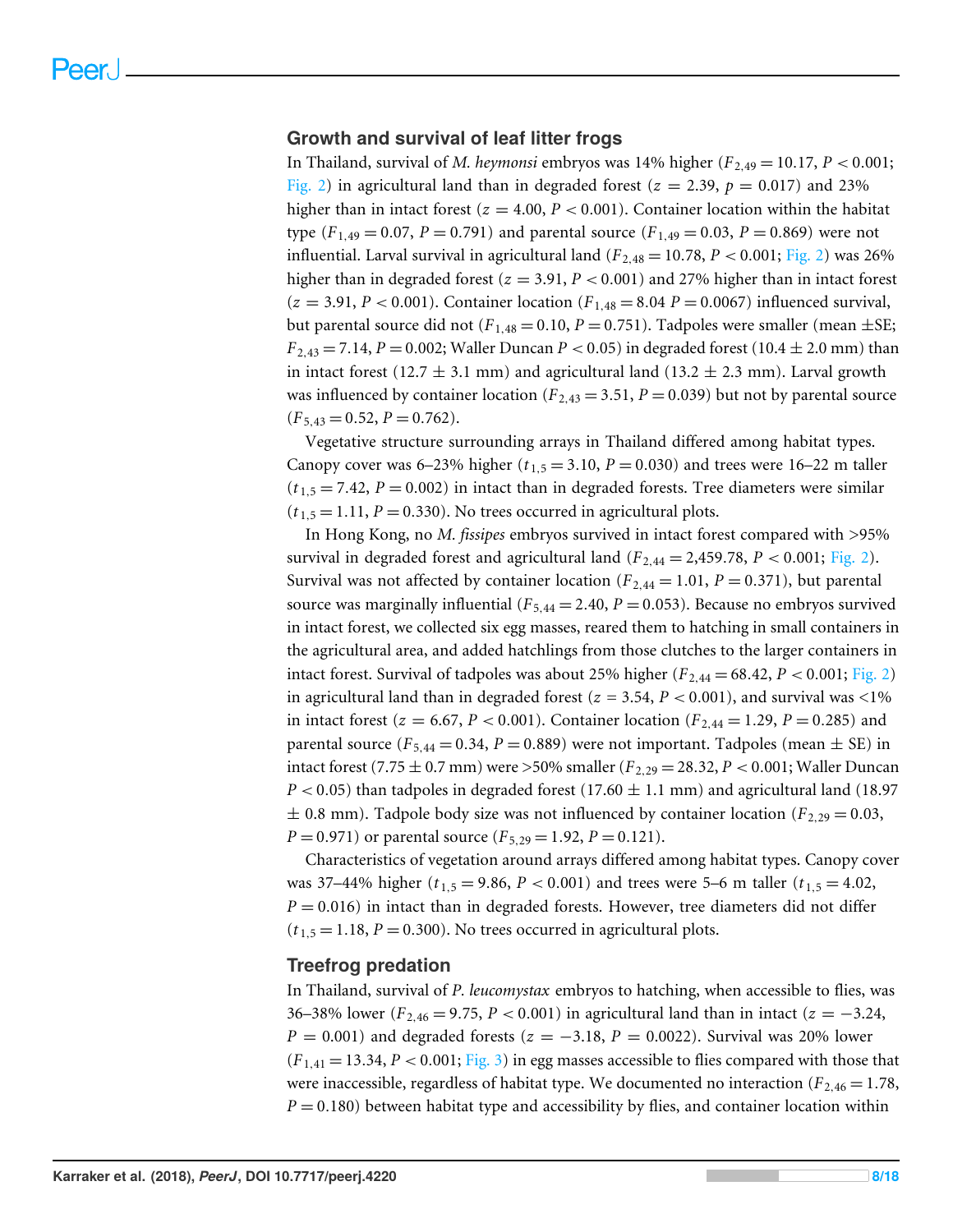### Growth and survival of leaf litter frogs

In Thailand, survival of *M. heymonsi* embryos was 14% higher ($F_{2,49} = 10.17$, $P < 0.001$; Fig. 2) in agricultural land than in degraded forest ($z = 2.39$, $p = 0.017$) and 23% higher than in intact forest ($z = 4.00$, $P < 0.001$). Container location within the habitat type ($F_{1,49} = 0.07$, $P = 0.791$) and parental source ($F_{1,49} = 0.03$, $P = 0.869$) were not influential. Larval survival in agricultural land ($F_{2,48} = 10.78$, $P < 0.001$; Fig. 2) was 26% higher than in degraded forest ($z = 3.91$, $P < 0.001$) and 27% higher than in intact forest ($z = 3.91$, $P < 0.001$). Container location ($F_{1,48} = 8.04$ $P = 0.0067$) influenced survival, but parental source did not ($F_{1,48} = 0.10$, $P = 0.751$). Tadpoles were smaller (mean ±SE; $F_{2,43} = 7.14$, $P = 0.002$; Waller Duncan $P < 0.05$) in degraded forest (10.4 ± 2.0 mm) than in intact forest (12.7 ± 3.1 mm) and agricultural land (13.2 ± 2.3 mm). Larval growth was influenced by container location ($F_{2,43} = 3.51$, $P = 0.039$) but not by parental source ($F_{5,43} = 0.52$, $P = 0.762$).

Vegetative structure surrounding arrays in Thailand differed among habitat types. Canopy cover was 6–23% higher ($t_{1,5} = 3.10$, $P = 0.030$) and trees were 16–22 m taller ($t_{1,5} = 7.42$, $P = 0.002$) in intact than in degraded forests. Tree diameters were similar ($t_{1,5} = 1.11$, $P = 0.330$). No trees occurred in agricultural plots.

In Hong Kong, no *M. fissipes* embryos survived in intact forest compared with >95% survival in degraded forest and agricultural land ($F_{2,44} = 2{,}459.78$, $P < 0.001$; Fig. 2). Survival was not affected by container location ($F_{2,44} = 1.01$, $P = 0.371$), but parental source was marginally influential ($F_{5,44} = 2.40$, $P = 0.053$). Because no embryos survived in intact forest, we collected six egg masses, reared them to hatching in small containers in the agricultural area, and added hatchlings from those clutches to the larger containers in intact forest. Survival of tadpoles was about 25% higher ($F_{2,44} = 68.42$, $P < 0.001$; Fig. 2) in agricultural land than in degraded forest ($z = 3.54$, $P < 0.001$), and survival was <1% in intact forest ($z = 6.67$, $P < 0.001$). Container location ($F_{2,44} = 1.29$, $P = 0.285$) and parental source ($F_{5,44} = 0.34$, $P = 0.889$) were not important. Tadpoles (mean ± SE) in intact forest (7.75 ± 0.7 mm) were >50% smaller ($F_{2,29} = 28.32$, $P < 0.001$; Waller Duncan $P < 0.05$) than tadpoles in degraded forest (17.60 ± 1.1 mm) and agricultural land (18.97 ± 0.8 mm). Tadpole body size was not influenced by container location ($F_{2,29} = 0.03$, $P = 0.971$) or parental source ($F_{5,29} = 1.92$, $P = 0.121$).

Characteristics of vegetation around arrays differed among habitat types. Canopy cover was 37–44% higher ($t_{1,5} = 9.86$, $P < 0.001$) and trees were 5–6 m taller ($t_{1,5} = 4.02$, $P = 0.016$) in intact than in degraded forests. However, tree diameters did not differ ($t_{1,5} = 1.18$, $P = 0.300$). No trees occurred in agricultural plots.

### Treefrog predation

In Thailand, survival of *P. leucomystax* embryos to hatching, when accessible to flies, was 36–38% lower ($F_{2,46} = 9.75$, $P < 0.001$) in agricultural land than in intact ($z = -3.24$, $P = 0.001$) and degraded forests ($z = -3.18$, $P = 0.0022$). Survival was 20% lower ($F_{1,41} = 13.34$, $P < 0.001$; Fig. 3) in egg masses accessible to flies compared with those that were inaccessible, regardless of habitat type. We documented no interaction ($F_{2,46} = 1.78$, $P = 0.180$) between habitat type and accessibility by flies, and container location within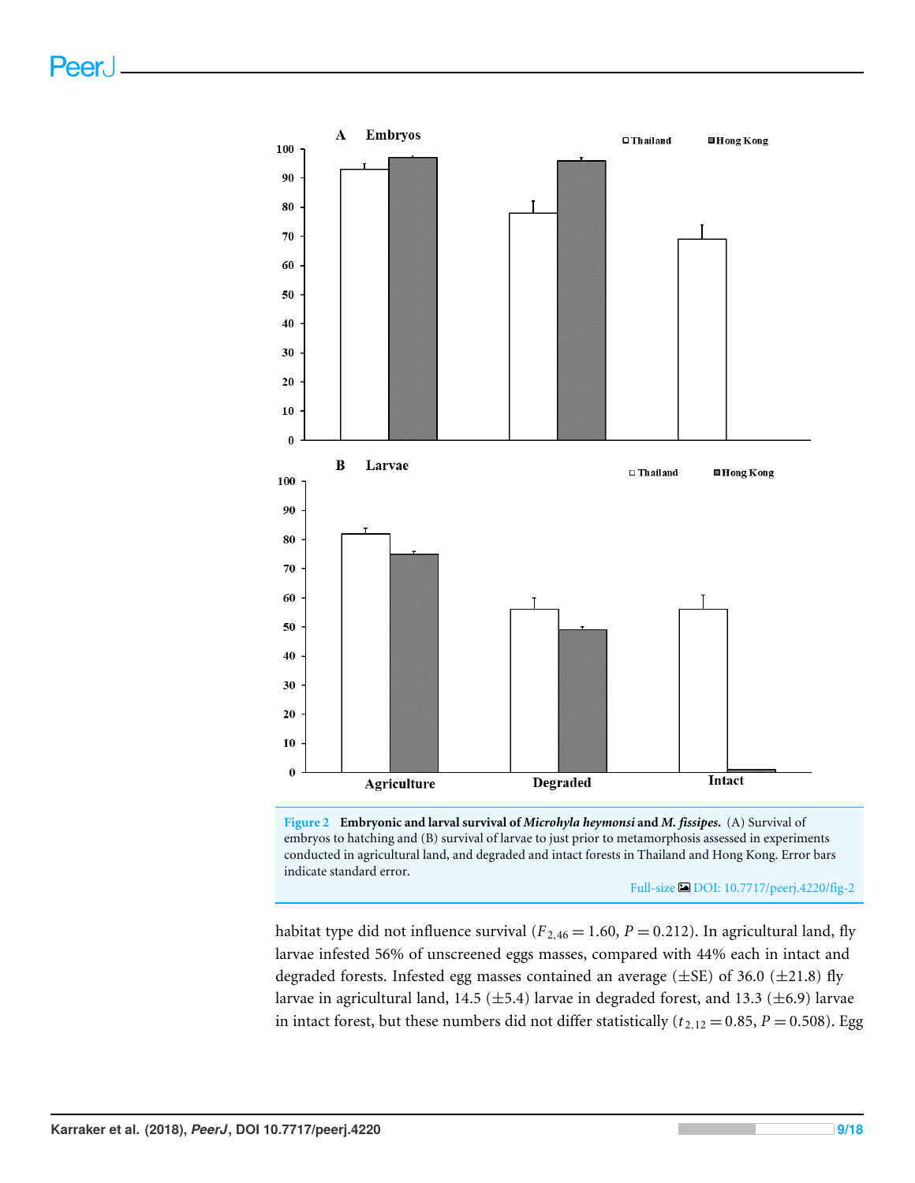Figure 2 Embryonic and larval survival of *Microhyla heymonsi* and *M. fissipes.* (A) Survival of embryos to hatching and (B) survival of larvae to just prior to metamorphosis assessed in experiments conducted in agricultural land, and degraded and intact forests in Thailand and Hong Kong. Error bars indicate standard error.

Full-size DOI: 10.7717/peerj.4220/fig-2

habitat type did not influence survival ($F_{2,46} = 1.60$, $P = 0.212$). In agricultural land, fly larvae infested 56% of unscreened eggs masses, compared with 44% each in intact and degraded forests. Infested egg masses contained an average (±SE) of 36.0 (±21.8) fly larvae in agricultural land, 14.5 (±5.4) larvae in degraded forest, and 13.3 (±6.9) larvae in intact forest, but these numbers did not differ statistically ($t_{2,12} = 0.85$, $P = 0.508$). Egg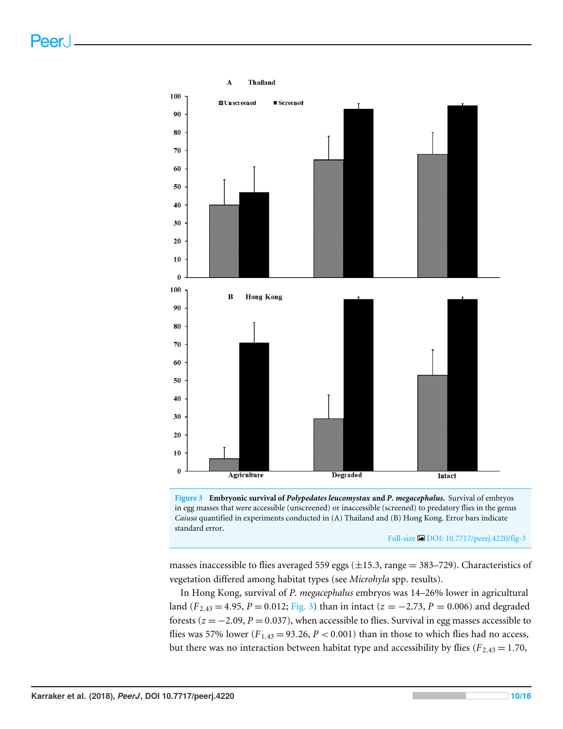Figure 3 **Embryonic survival of *Polypedates leucomystax* and *P. megacephalus*.** Survival of embryos in egg masses that were accessible (unscreened) or inaccessible (screened) to predatory flies in the genus *Caiusa* quantified in experiments conducted in (A) Thailand and (B) Hong Kong. Error bars indicate standard error.

Full-size DOI: 10.7717/peerj.4220/fig-3

masses inaccessible to flies averaged 559 eggs (±15.3, range = 383–729). Characteristics of vegetation differed among habitat types (see *Microhyla* spp. results).

In Hong Kong, survival of *P. megacephalus* embryos was 14–26% lower in agricultural land ($F_{2,43} = 4.95$, $P = 0.012$; Fig. 3) than in intact ($z = -2.73$, $P = 0.006$) and degraded forests ($z = -2.09$, $P = 0.037$), when accessible to flies. Survival in egg masses accessible to flies was 57% lower ($F_{1,43} = 93.26$, $P < 0.001$) than in those to which flies had no access, but there was no interaction between habitat type and accessibility by flies ($F_{2,43} = 1.70$,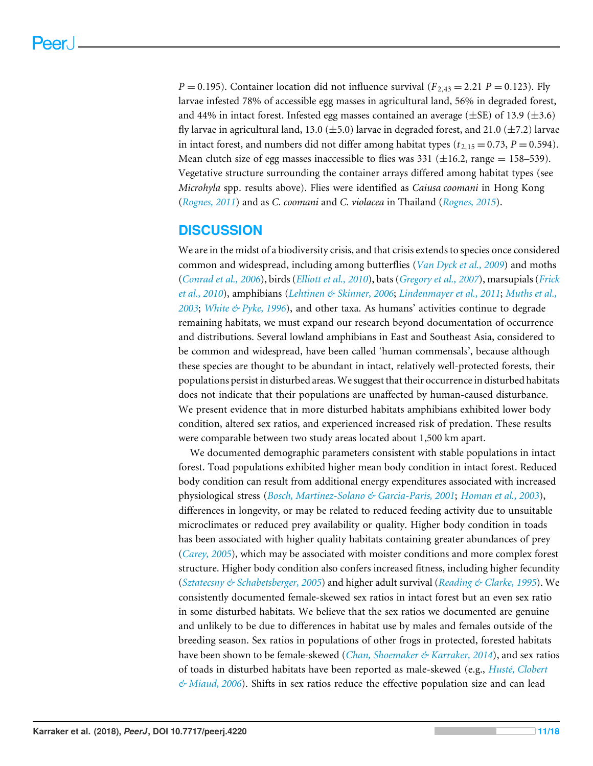$P = 0.195$). Container location did not influence survival ($F_{2,43} = 2.21$ $P = 0.123$). Fly larvae infested 78% of accessible egg masses in agricultural land, 56% in degraded forest, and 44% in intact forest. Infested egg masses contained an average (±SE) of 13.9 (±3.6) fly larvae in agricultural land, 13.0 (±5.0) larvae in degraded forest, and 21.0 (±7.2) larvae in intact forest, and numbers did not differ among habitat types ($t_{2,15} = 0.73$, $P = 0.594$). Mean clutch size of egg masses inaccessible to flies was 331 (±16.2, range = 158–539). Vegetative structure surrounding the container arrays differed among habitat types (see *Microhyla* spp. results above). Flies were identified as *Caiusa coomani* in Hong Kong (*Rognes, 2011*) and as *C. coomani* and *C. violacea* in Thailand (*Rognes, 2015*).

## DISCUSSION

We are in the midst of a biodiversity crisis, and that crisis extends to species once considered common and widespread, including among butterflies (*Van Dyck et al., 2009*) and moths (*Conrad et al., 2006*), birds (*Elliott et al., 2010*), bats (*Gregory et al., 2007*), marsupials (*Frick et al., 2010*), amphibians (*Lehtinen & Skinner, 2006*; *Lindenmayer et al., 2011*; *Muths et al., 2003*; *White & Pyke, 1996*), and other taxa. As humans' activities continue to degrade remaining habitats, we must expand our research beyond documentation of occurrence and distributions. Several lowland amphibians in East and Southeast Asia, considered to be common and widespread, have been called 'human commensals', because although these species are thought to be abundant in intact, relatively well-protected forests, their populations persist in disturbed areas. We suggest that their occurrence in disturbed habitats does not indicate that their populations are unaffected by human-caused disturbance. We present evidence that in more disturbed habitats amphibians exhibited lower body condition, altered sex ratios, and experienced increased risk of predation. These results were comparable between two study areas located about 1,500 km apart.

We documented demographic parameters consistent with stable populations in intact forest. Toad populations exhibited higher mean body condition in intact forest. Reduced body condition can result from additional energy expenditures associated with increased physiological stress (*Bosch, Martinez-Solano & Garcia-Paris, 2001*; *Homan et al., 2003*), differences in longevity, or may be related to reduced feeding activity due to unsuitable microclimates or reduced prey availability or quality. Higher body condition in toads has been associated with higher quality habitats containing greater abundances of prey (*Carey, 2005*), which may be associated with moister conditions and more complex forest structure. Higher body condition also confers increased fitness, including higher fecundity (*Sztatecsny & Schabetsberger, 2005*) and higher adult survival (*Reading & Clarke, 1995*). We consistently documented female-skewed sex ratios in intact forest but an even sex ratio in some disturbed habitats. We believe that the sex ratios we documented are genuine and unlikely to be due to differences in habitat use by males and females outside of the breeding season. Sex ratios in populations of other frogs in protected, forested habitats have been shown to be female-skewed (*Chan, Shoemaker & Karraker, 2014*), and sex ratios of toads in disturbed habitats have been reported as male-skewed (e.g., *Husté, Clobert & Miaud, 2006*). Shifts in sex ratios reduce the effective population size and can lead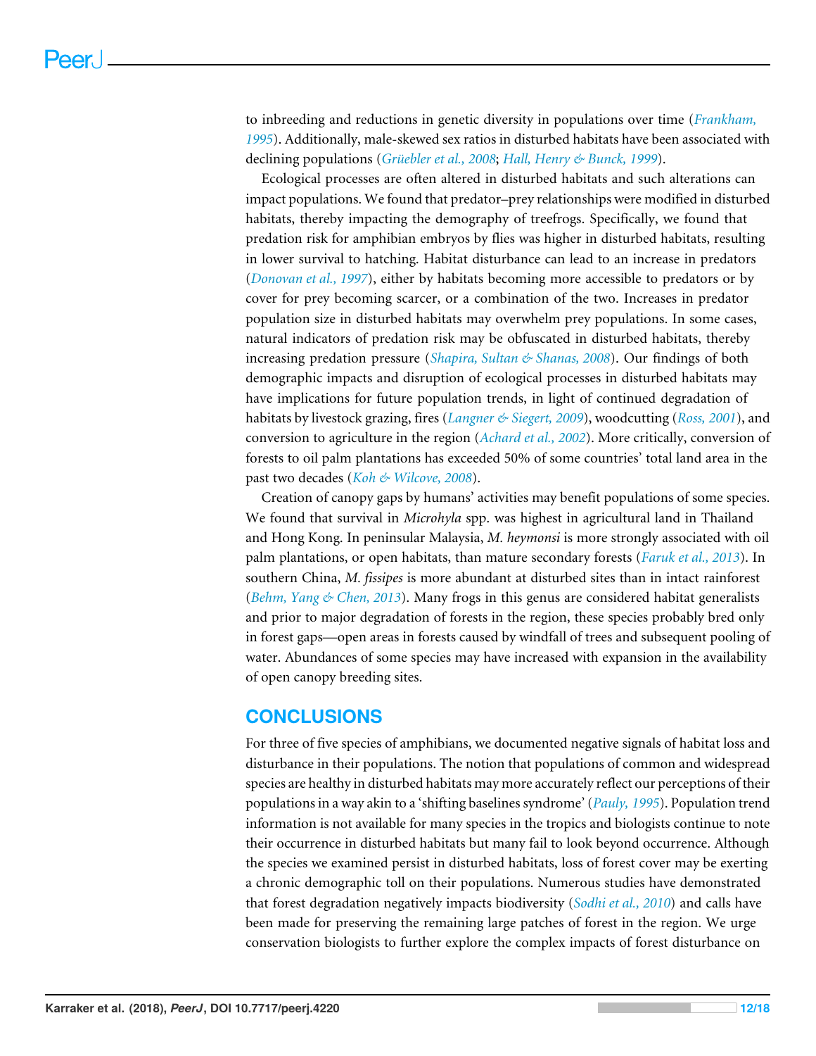to inbreeding and reductions in genetic diversity in populations over time (*Frankham, 1995*). Additionally, male-skewed sex ratios in disturbed habitats have been associated with declining populations (*Grüebler et al., 2008*; *Hall, Henry & Bunck, 1999*).

Ecological processes are often altered in disturbed habitats and such alterations can impact populations. We found that predator–prey relationships were modified in disturbed habitats, thereby impacting the demography of treefrogs. Specifically, we found that predation risk for amphibian embryos by flies was higher in disturbed habitats, resulting in lower survival to hatching. Habitat disturbance can lead to an increase in predators (*Donovan et al., 1997*), either by habitats becoming more accessible to predators or by cover for prey becoming scarcer, or a combination of the two. Increases in predator population size in disturbed habitats may overwhelm prey populations. In some cases, natural indicators of predation risk may be obfuscated in disturbed habitats, thereby increasing predation pressure (*Shapira, Sultan & Shanas, 2008*). Our findings of both demographic impacts and disruption of ecological processes in disturbed habitats may have implications for future population trends, in light of continued degradation of habitats by livestock grazing, fires (*Langner & Siegert, 2009*), woodcutting (*Ross, 2001*), and conversion to agriculture in the region (*Achard et al., 2002*). More critically, conversion of forests to oil palm plantations has exceeded 50% of some countries' total land area in the past two decades (*Koh & Wilcove, 2008*).

Creation of canopy gaps by humans' activities may benefit populations of some species. We found that survival in *Microhyla* spp. was highest in agricultural land in Thailand and Hong Kong. In peninsular Malaysia, *M. heymonsi* is more strongly associated with oil palm plantations, or open habitats, than mature secondary forests (*Faruk et al., 2013*). In southern China, *M. fissipes* is more abundant at disturbed sites than in intact rainforest (*Behm, Yang & Chen, 2013*). Many frogs in this genus are considered habitat generalists and prior to major degradation of forests in the region, these species probably bred only in forest gaps—open areas in forests caused by windfall of trees and subsequent pooling of water. Abundances of some species may have increased with expansion in the availability of open canopy breeding sites.

## CONCLUSIONS

For three of five species of amphibians, we documented negative signals of habitat loss and disturbance in their populations. The notion that populations of common and widespread species are healthy in disturbed habitats may more accurately reflect our perceptions of their populations in a way akin to a 'shifting baselines syndrome' (*Pauly, 1995*). Population trend information is not available for many species in the tropics and biologists continue to note their occurrence in disturbed habitats but many fail to look beyond occurrence. Although the species we examined persist in disturbed habitats, loss of forest cover may be exerting a chronic demographic toll on their populations. Numerous studies have demonstrated that forest degradation negatively impacts biodiversity (*Sodhi et al., 2010*) and calls have been made for preserving the remaining large patches of forest in the region. We urge conservation biologists to further explore the complex impacts of forest disturbance on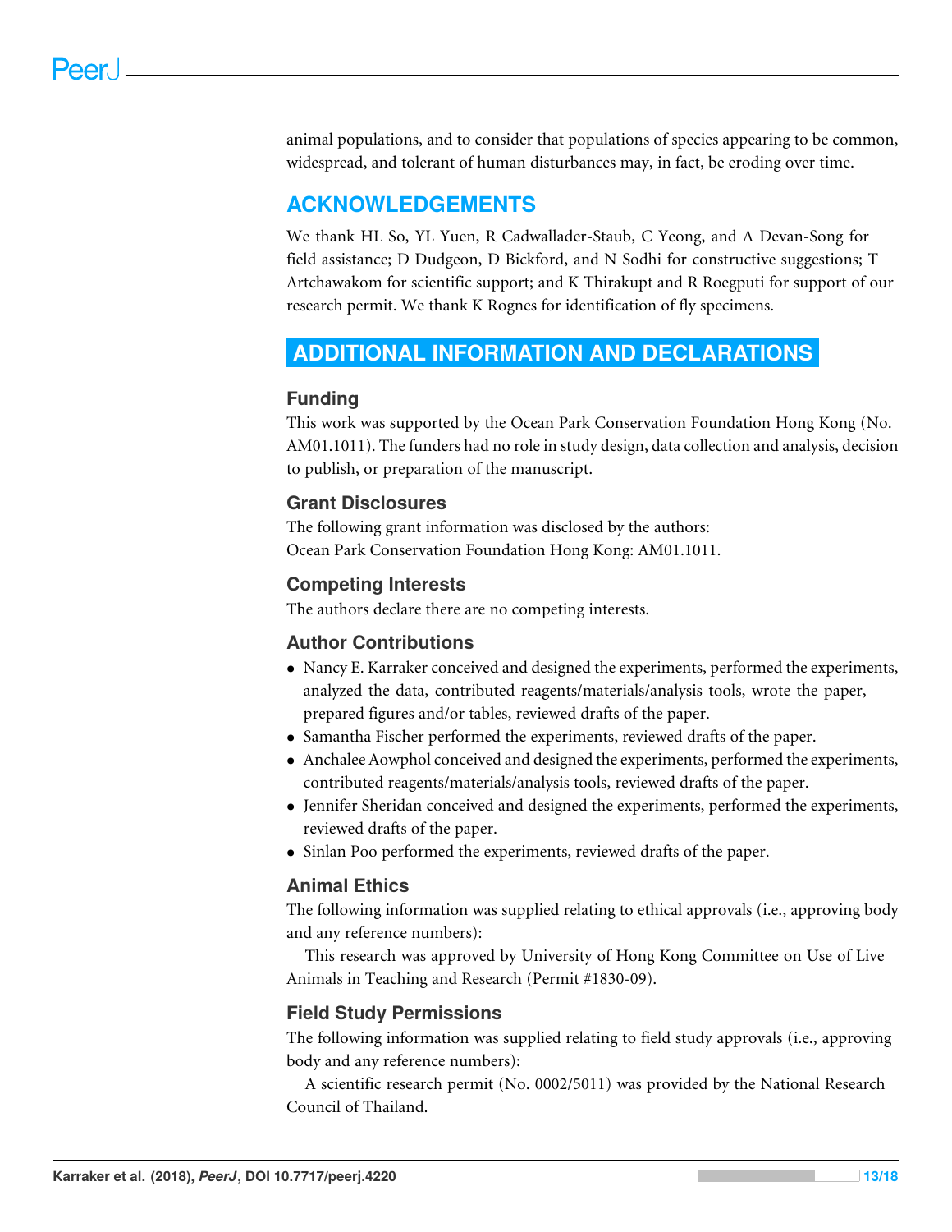animal populations, and to consider that populations of species appearing to be common, widespread, and tolerant of human disturbances may, in fact, be eroding over time.

## ACKNOWLEDGEMENTS

We thank HL So, YL Yuen, R Cadwallader-Staub, C Yeong, and A Devan-Song for field assistance; D Dudgeon, D Bickford, and N Sodhi for constructive suggestions; T Artchawakom for scientific support; and K Thirakupt and R Roegputi for support of our research permit. We thank K Rognes for identification of fly specimens.

## ADDITIONAL INFORMATION AND DECLARATIONS

### Funding

This work was supported by the Ocean Park Conservation Foundation Hong Kong (No. AM01.1011). The funders had no role in study design, data collection and analysis, decision to publish, or preparation of the manuscript.

### Grant Disclosures

The following grant information was disclosed by the authors:
Ocean Park Conservation Foundation Hong Kong: AM01.1011.

### Competing Interests

The authors declare there are no competing interests.

### Author Contributions

- Nancy E. Karraker conceived and designed the experiments, performed the experiments, analyzed the data, contributed reagents/materials/analysis tools, wrote the paper, prepared figures and/or tables, reviewed drafts of the paper.
- Samantha Fischer performed the experiments, reviewed drafts of the paper.
- Anchalee Aowphol conceived and designed the experiments, performed the experiments, contributed reagents/materials/analysis tools, reviewed drafts of the paper.
- Jennifer Sheridan conceived and designed the experiments, performed the experiments, reviewed drafts of the paper.
- Sinlan Poo performed the experiments, reviewed drafts of the paper.

### Animal Ethics

The following information was supplied relating to ethical approvals (i.e., approving body and any reference numbers):

This research was approved by University of Hong Kong Committee on Use of Live Animals in Teaching and Research (Permit #1830-09).

### Field Study Permissions

The following information was supplied relating to field study approvals (i.e., approving body and any reference numbers):

A scientific research permit (No. 0002/5011) was provided by the National Research Council of Thailand.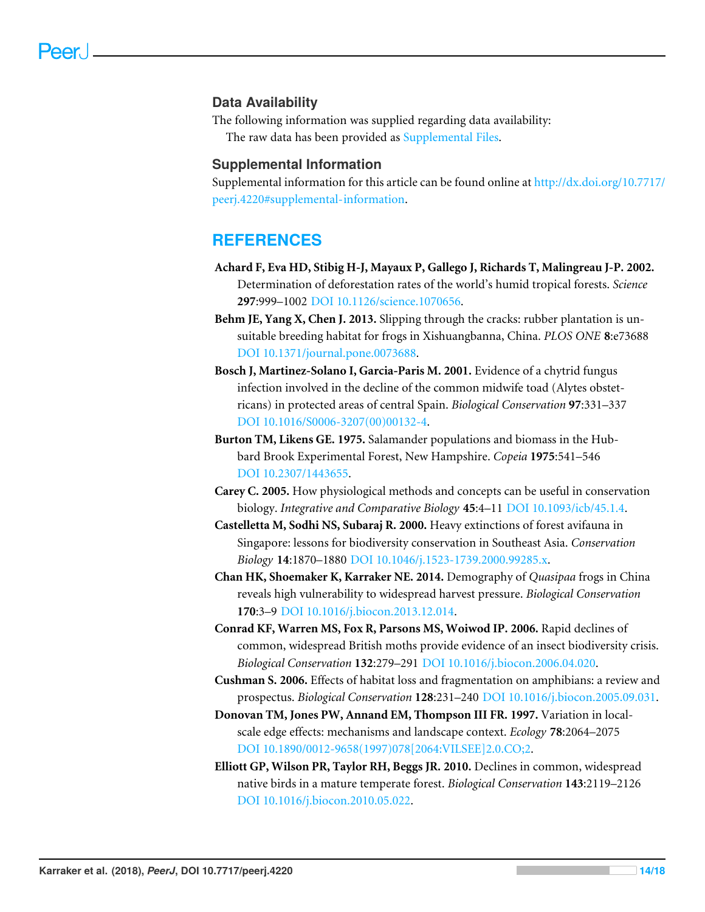## Data Availability

The following information was supplied regarding data availability:

The raw data has been provided as Supplemental Files.

## Supplemental Information

Supplemental information for this article can be found online at http://dx.doi.org/10.7717/peerj.4220#supplemental-information.

# REFERENCES

**Achard F, Eva HD, Stibig H-J, Mayaux P, Gallego J, Richards T, Malingreau J-P. 2002.** Determination of deforestation rates of the world's humid tropical forests. *Science* **297**:999–1002 DOI 10.1126/science.1070656.

**Behm JE, Yang X, Chen J. 2013.** Slipping through the cracks: rubber plantation is unsuitable breeding habitat for frogs in Xishuangbanna, China. *PLOS ONE* **8**:e73688 DOI 10.1371/journal.pone.0073688.

**Bosch J, Martinez-Solano I, Garcia-Paris M. 2001.** Evidence of a chytrid fungus infection involved in the decline of the common midwife toad (Alytes obstetricans) in protected areas of central Spain. *Biological Conservation* **97**:331–337 DOI 10.1016/S0006-3207(00)00132-4.

**Burton TM, Likens GE. 1975.** Salamander populations and biomass in the Hubbard Brook Experimental Forest, New Hampshire. *Copeia* **1975**:541–546 DOI 10.2307/1443655.

**Carey C. 2005.** How physiological methods and concepts can be useful in conservation biology. *Integrative and Comparative Biology* **45**:4–11 DOI 10.1093/icb/45.1.4.

**Castelletta M, Sodhi NS, Subaraj R. 2000.** Heavy extinctions of forest avifauna in Singapore: lessons for biodiversity conservation in Southeast Asia. *Conservation Biology* **14**:1870–1880 DOI 10.1046/j.1523-1739.2000.99285.x.

**Chan HK, Shoemaker K, Karraker NE. 2014.** Demography of *Quasipaa* frogs in China reveals high vulnerability to widespread harvest pressure. *Biological Conservation* **170**:3–9 DOI 10.1016/j.biocon.2013.12.014.

**Conrad KF, Warren MS, Fox R, Parsons MS, Woiwod IP. 2006.** Rapid declines of common, widespread British moths provide evidence of an insect biodiversity crisis. *Biological Conservation* **132**:279–291 DOI 10.1016/j.biocon.2006.04.020.

**Cushman S. 2006.** Effects of habitat loss and fragmentation on amphibians: a review and prospectus. *Biological Conservation* **128**:231–240 DOI 10.1016/j.biocon.2005.09.031.

**Donovan TM, Jones PW, Annand EM, Thompson III FR. 1997.** Variation in local-scale edge effects: mechanisms and landscape context. *Ecology* **78**:2064–2075 DOI 10.1890/0012-9658(1997)078[2064:VILSEE]2.0.CO;2.

**Elliott GP, Wilson PR, Taylor RH, Beggs JR. 2010.** Declines in common, widespread native birds in a mature temperate forest. *Biological Conservation* **143**:2119–2126 DOI 10.1016/j.biocon.2010.05.022.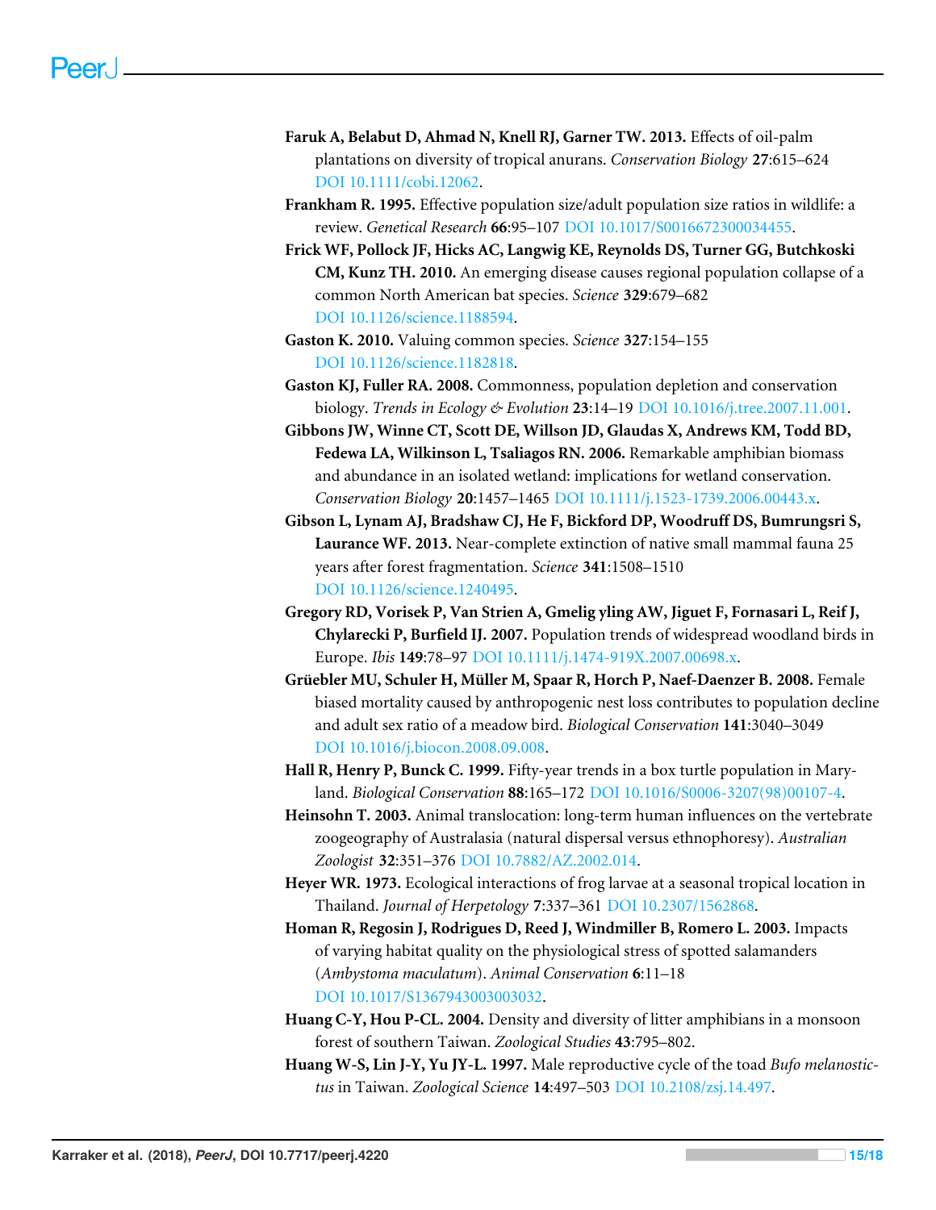**Faruk A, Belabut D, Ahmad N, Knell RJ, Garner TW. 2013.** Effects of oil-palm plantations on diversity of tropical anurans. *Conservation Biology* **27**:615–624 DOI 10.1111/cobi.12062.

**Frankham R. 1995.** Effective population size/adult population size ratios in wildlife: a review. *Genetical Research* **66**:95–107 DOI 10.1017/S0016672300034455.

**Frick WF, Pollock JF, Hicks AC, Langwig KE, Reynolds DS, Turner GG, Butchkoski CM, Kunz TH. 2010.** An emerging disease causes regional population collapse of a common North American bat species. *Science* **329**:679–682 DOI 10.1126/science.1188594.

**Gaston K. 2010.** Valuing common species. *Science* **327**:154–155 DOI 10.1126/science.1182818.

**Gaston KJ, Fuller RA. 2008.** Commonness, population depletion and conservation biology. *Trends in Ecology & Evolution* **23**:14–19 DOI 10.1016/j.tree.2007.11.001.

**Gibbons JW, Winne CT, Scott DE, Willson JD, Glaudas X, Andrews KM, Todd BD, Fedewa LA, Wilkinson L, Tsaliagos RN. 2006.** Remarkable amphibian biomass and abundance in an isolated wetland: implications for wetland conservation. *Conservation Biology* **20**:1457–1465 DOI 10.1111/j.1523-1739.2006.00443.x.

**Gibson L, Lynam AJ, Bradshaw CJ, He F, Bickford DP, Woodruff DS, Bumrungsri S, Laurance WF. 2013.** Near-complete extinction of native small mammal fauna 25 years after forest fragmentation. *Science* **341**:1508–1510 DOI 10.1126/science.1240495.

**Gregory RD, Vorisek P, Van Strien A, Gmelig yling AW, Jiguet F, Fornasari L, Reif J, Chylarecki P, Burfield IJ. 2007.** Population trends of widespread woodland birds in Europe. *Ibis* **149**:78–97 DOI 10.1111/j.1474-919X.2007.00698.x.

**Grüebler MU, Schuler H, Müller M, Spaar R, Horch P, Naef-Daenzer B. 2008.** Female biased mortality caused by anthropogenic nest loss contributes to population decline and adult sex ratio of a meadow bird. *Biological Conservation* **141**:3040–3049 DOI 10.1016/j.biocon.2008.09.008.

**Hall R, Henry P, Bunck C. 1999.** Fifty-year trends in a box turtle population in Maryland. *Biological Conservation* **88**:165–172 DOI 10.1016/S0006-3207(98)00107-4.

**Heinsohn T. 2003.** Animal translocation: long-term human influences on the vertebrate zoogeography of Australasia (natural dispersal versus ethnophoresy). *Australian Zoologist* **32**:351–376 DOI 10.7882/AZ.2002.014.

**Heyer WR. 1973.** Ecological interactions of frog larvae at a seasonal tropical location in Thailand. *Journal of Herpetology* **7**:337–361 DOI 10.2307/1562868.

**Homan R, Regosin J, Rodrigues D, Reed J, Windmiller B, Romero L. 2003.** Impacts of varying habitat quality on the physiological stress of spotted salamanders (*Ambystoma maculatum*). *Animal Conservation* **6**:11–18 DOI 10.1017/S1367943003003032.

**Huang C-Y, Hou P-CL. 2004.** Density and diversity of litter amphibians in a monsoon forest of southern Taiwan. *Zoological Studies* **43**:795–802.

**Huang W-S, Lin J-Y, Yu JY-L. 1997.** Male reproductive cycle of the toad *Bufo melanostictus* in Taiwan. *Zoological Science* **14**:497–503 DOI 10.2108/zsj.14.497.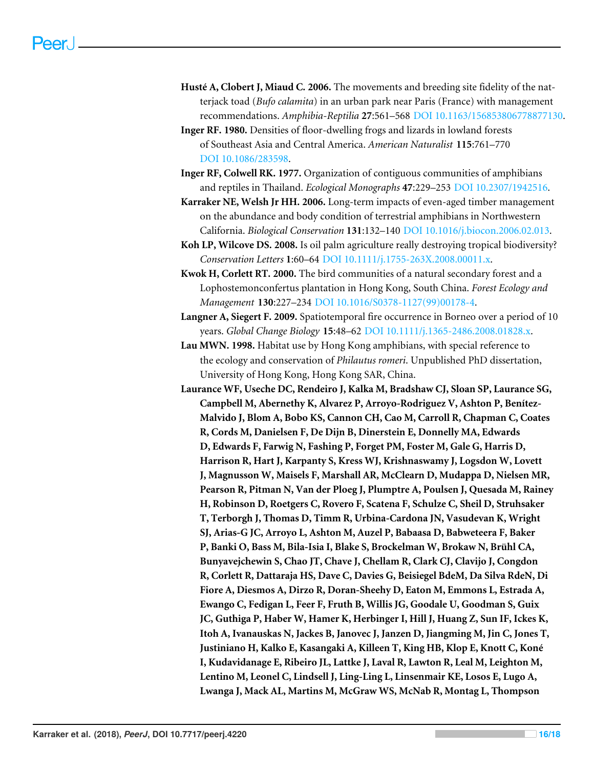**Husté A, Clobert J, Miaud C. 2006.** The movements and breeding site fidelity of the natterjack toad (*Bufo calamita*) in an urban park near Paris (France) with management recommendations. *Amphibia-Reptilia* **27**:561–568 DOI 10.1163/156853806778877130.

**Inger RF. 1980.** Densities of floor-dwelling frogs and lizards in lowland forests of Southeast Asia and Central America. *American Naturalist* **115**:761–770 DOI 10.1086/283598.

**Inger RF, Colwell RK. 1977.** Organization of contiguous communities of amphibians and reptiles in Thailand. *Ecological Monographs* **47**:229–253 DOI 10.2307/1942516.

**Karraker NE, Welsh Jr HH. 2006.** Long-term impacts of even-aged timber management on the abundance and body condition of terrestrial amphibians in Northwestern California. *Biological Conservation* **131**:132–140 DOI 10.1016/j.biocon.2006.02.013.

**Koh LP, Wilcove DS. 2008.** Is oil palm agriculture really destroying tropical biodiversity? *Conservation Letters* **1**:60–64 DOI 10.1111/j.1755-263X.2008.00011.x.

**Kwok H, Corlett RT. 2000.** The bird communities of a natural secondary forest and a Lophostemonconfertus plantation in Hong Kong, South China. *Forest Ecology and Management* **130**:227–234 DOI 10.1016/S0378-1127(99)00178-4.

**Langner A, Siegert F. 2009.** Spatiotemporal fire occurrence in Borneo over a period of 10 years. *Global Change Biology* **15**:48–62 DOI 10.1111/j.1365-2486.2008.01828.x.

**Lau MWN. 1998.** Habitat use by Hong Kong amphibians, with special reference to the ecology and conservation of *Philautus romeri*. Unpublished PhD dissertation, University of Hong Kong, Hong Kong SAR, China.

**Laurance WF, Useche DC, Rendeiro J, Kalka M, Bradshaw CJ, Sloan SP, Laurance SG, Campbell M, Abernethy K, Alvarez P, Arroyo-Rodriguez V, Ashton P, Benítez-Malvido J, Blom A, Bobo KS, Cannon CH, Cao M, Carroll R, Chapman C, Coates R, Cords M, Danielsen F, De Dijn B, Dinerstein E, Donnelly MA, Edwards D, Edwards F, Farwig N, Fashing P, Forget PM, Foster M, Gale G, Harris D, Harrison R, Hart J, Karpanty S, Kress WJ, Krishnaswamy J, Logsdon W, Lovett J, Magnusson W, Maisels F, Marshall AR, McClearn D, Mudappa D, Nielsen MR, Pearson R, Pitman N, Van der Ploeg J, Plumptre A, Poulsen J, Quesada M, Rainey H, Robinson D, Roetgers C, Rovero F, Scatena F, Schulze C, Sheil D, Struhsaker T, Terborgh J, Thomas D, Timm R, Urbina-Cardona JN, Vasudevan K, Wright SJ, Arias-G JC, Arroyo L, Ashton M, Auzel P, Babaasa D, Babweteera F, Baker P, Banki O, Bass M, Bila-Isia I, Blake S, Brockelman W, Brokaw N, Brühl CA, Bunyavejchewin S, Chao JT, Chave J, Chellam R, Clark CJ, Clavijo J, Congdon R, Corlett R, Dattaraja HS, Dave C, Davies G, Beisiegel BdeM, Da Silva RdeN, Di Fiore A, Diesmos A, Dirzo R, Doran-Sheehy D, Eaton M, Emmons L, Estrada A, Ewango C, Fedigan L, Feer F, Fruth B, Willis JG, Goodale U, Goodman S, Guix JC, Guthiga P, Haber W, Hamer K, Herbinger I, Hill J, Huang Z, Sun IF, Ickes K, Itoh A, Ivanauskas N, Jackes B, Janovec J, Janzen D, Jiangming M, Jin C, Jones T, Justiniano H, Kalko E, Kasangaki A, Killeen T, King HB, Klop E, Knott C, Koné I, Kudavidanage E, Ribeiro JL, Lattke J, Laval R, Lawton R, Leal M, Leighton M, Lentino M, Leonel C, Lindsell J, Ling-Ling L, Linsenmair KE, Losos E, Lugo A, Lwanga J, Mack AL, Martins M, McGraw WS, McNab R, Montag L, Thompson**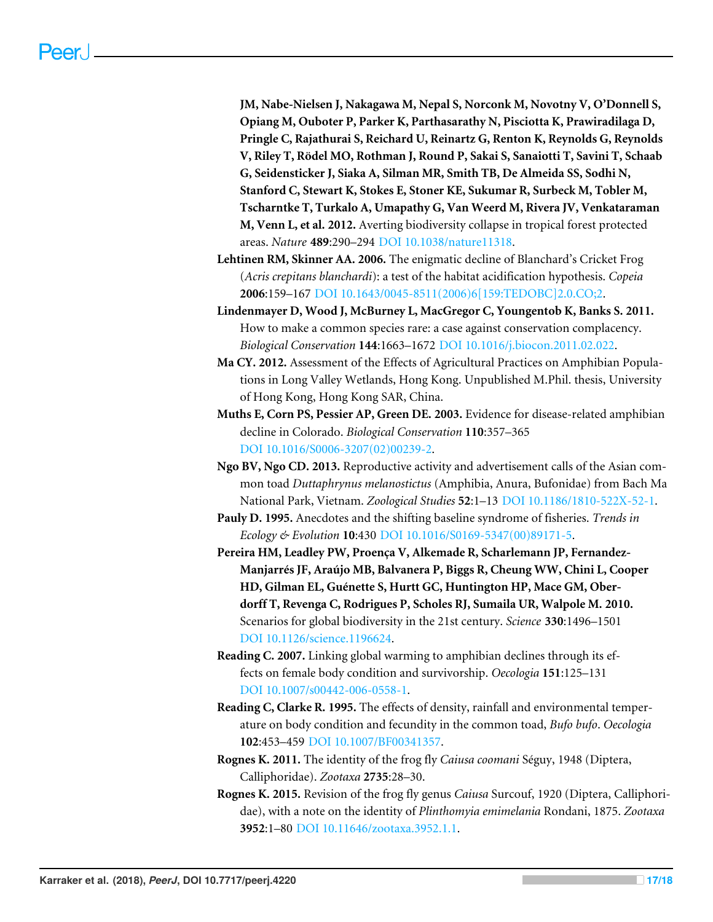**JM, Nabe-Nielsen J, Nakagawa M, Nepal S, Norconk M, Novotny V, O'Donnell S, Opiang M, Ouboter P, Parker K, Parthasarathy N, Pisciotta K, Prawiradilaga D, Pringle C, Rajathurai S, Reichard U, Reinartz G, Renton K, Reynolds G, Reynolds V, Riley T, Rödel MO, Rothman J, Round P, Sakai S, Sanaiotti T, Savini T, Schaab G, Seidensticker J, Siaka A, Silman MR, Smith TB, De Almeida SS, Sodhi N, Stanford C, Stewart K, Stokes E, Stoner KE, Sukumar R, Surbeck M, Tobler M, Tscharntke T, Turkalo A, Umapathy G, Van Weerd M, Rivera JV, Venkataraman M, Venn L, et al. 2012.** Averting biodiversity collapse in tropical forest protected areas. *Nature* **489**:290–294 DOI 10.1038/nature11318.

**Lehtinen RM, Skinner AA. 2006.** The enigmatic decline of Blanchard's Cricket Frog (*Acris crepitans blanchardi*): a test of the habitat acidification hypothesis. *Copeia* **2006**:159–167 DOI 10.1643/0045-8511(2006)6[159:TEDOBC]2.0.CO;2.

**Lindenmayer D, Wood J, McBurney L, MacGregor C, Youngentob K, Banks S. 2011.** How to make a common species rare: a case against conservation complacency. *Biological Conservation* **144**:1663–1672 DOI 10.1016/j.biocon.2011.02.022.

**Ma CY. 2012.** Assessment of the Effects of Agricultural Practices on Amphibian Populations in Long Valley Wetlands, Hong Kong. Unpublished M.Phil. thesis, University of Hong Kong, Hong Kong SAR, China.

**Muths E, Corn PS, Pessier AP, Green DE. 2003.** Evidence for disease-related amphibian decline in Colorado. *Biological Conservation* **110**:357–365 DOI 10.1016/S0006-3207(02)00239-2.

**Ngo BV, Ngo CD. 2013.** Reproductive activity and advertisement calls of the Asian common toad *Duttaphrynus melanostictus* (Amphibia, Anura, Bufonidae) from Bach Ma National Park, Vietnam. *Zoological Studies* **52**:1–13 DOI 10.1186/1810-522X-52-1.

**Pauly D. 1995.** Anecdotes and the shifting baseline syndrome of fisheries. *Trends in Ecology & Evolution* **10**:430 DOI 10.1016/S0169-5347(00)89171-5.

**Pereira HM, Leadley PW, Proença V, Alkemade R, Scharlemann JP, Fernandez-Manjarrés JF, Araújo MB, Balvanera P, Biggs R, Cheung WW, Chini L, Cooper HD, Gilman EL, Guénette S, Hurtt GC, Huntington HP, Mace GM, Oberdorff T, Revenga C, Rodrigues P, Scholes RJ, Sumaila UR, Walpole M. 2010.** Scenarios for global biodiversity in the 21st century. *Science* **330**:1496–1501 DOI 10.1126/science.1196624.

**Reading C. 2007.** Linking global warming to amphibian declines through its effects on female body condition and survivorship. *Oecologia* **151**:125–131 DOI 10.1007/s00442-006-0558-1.

**Reading C, Clarke R. 1995.** The effects of density, rainfall and environmental temperature on body condition and fecundity in the common toad, *Bufo bufo*. *Oecologia* **102**:453–459 DOI 10.1007/BF00341357.

**Rognes K. 2011.** The identity of the frog fly *Caiusa coomani* Séguy, 1948 (Diptera, Calliphoridae). *Zootaxa* **2735**:28–30.

**Rognes K. 2015.** Revision of the frog fly genus *Caiusa* Surcouf, 1920 (Diptera, Calliphoridae), with a note on the identity of *Plinthomyia emimelania* Rondani, 1875. *Zootaxa* **3952**:1–80 DOI 10.11646/zootaxa.3952.1.1.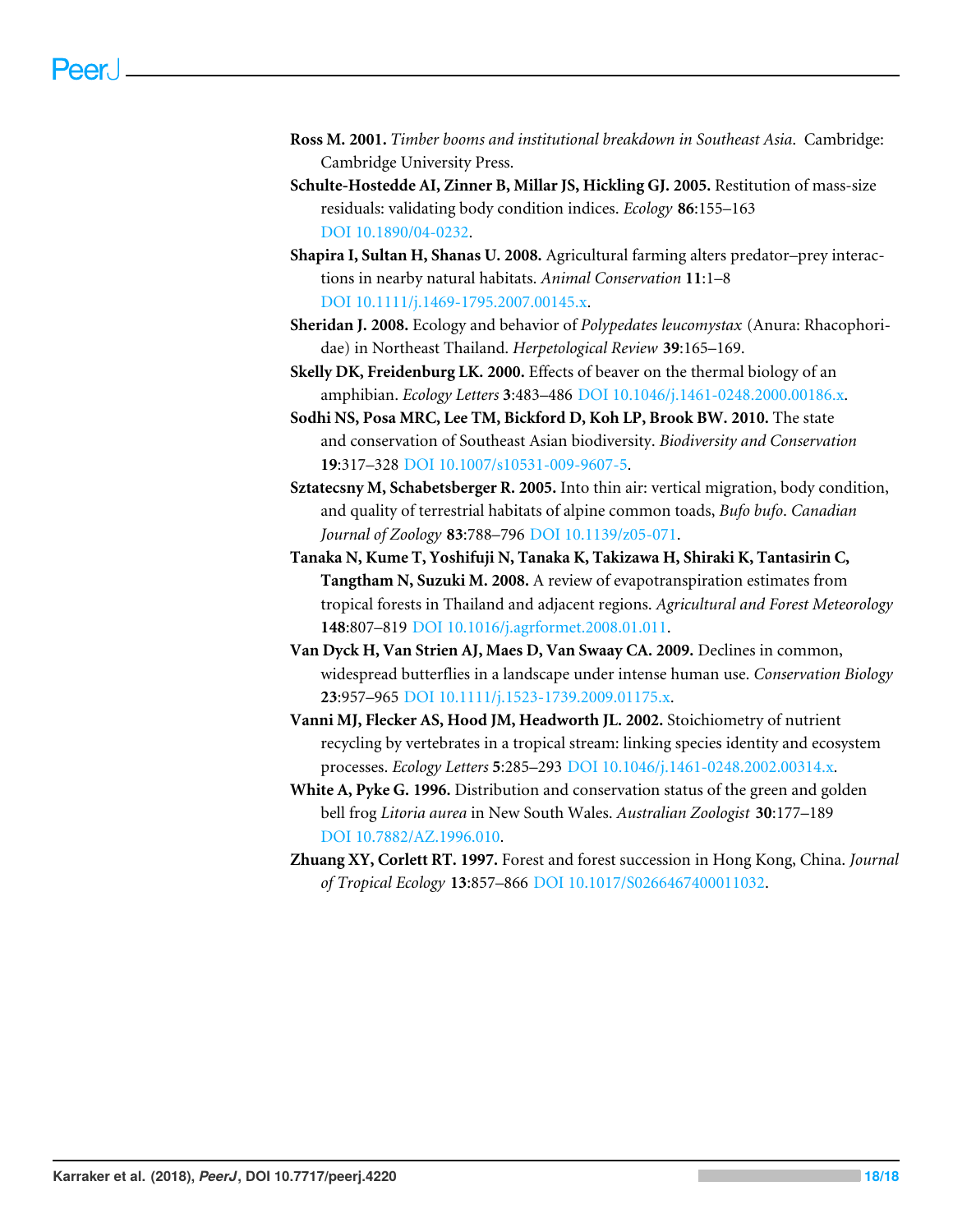**Ross M. 2001.** *Timber booms and institutional breakdown in Southeast Asia*. Cambridge: Cambridge University Press.

**Schulte-Hostedde AI, Zinner B, Millar JS, Hickling GJ. 2005.** Restitution of mass-size residuals: validating body condition indices. *Ecology* **86**:155–163 DOI 10.1890/04-0232.

**Shapira I, Sultan H, Shanas U. 2008.** Agricultural farming alters predator–prey interactions in nearby natural habitats. *Animal Conservation* **11**:1–8 DOI 10.1111/j.1469-1795.2007.00145.x.

**Sheridan J. 2008.** Ecology and behavior of *Polypedates leucomystax* (Anura: Rhacophoridae) in Northeast Thailand. *Herpetological Review* **39**:165–169.

**Skelly DK, Freidenburg LK. 2000.** Effects of beaver on the thermal biology of an amphibian. *Ecology Letters* **3**:483–486 DOI 10.1046/j.1461-0248.2000.00186.x.

**Sodhi NS, Posa MRC, Lee TM, Bickford D, Koh LP, Brook BW. 2010.** The state and conservation of Southeast Asian biodiversity. *Biodiversity and Conservation* **19**:317–328 DOI 10.1007/s10531-009-9607-5.

**Sztatecsny M, Schabetsberger R. 2005.** Into thin air: vertical migration, body condition, and quality of terrestrial habitats of alpine common toads, *Bufo bufo*. *Canadian Journal of Zoology* **83**:788–796 DOI 10.1139/z05-071.

**Tanaka N, Kume T, Yoshifuji N, Tanaka K, Takizawa H, Shiraki K, Tantasirin C, Tangtham N, Suzuki M. 2008.** A review of evapotranspiration estimates from tropical forests in Thailand and adjacent regions. *Agricultural and Forest Meteorology* **148**:807–819 DOI 10.1016/j.agrformet.2008.01.011.

**Van Dyck H, Van Strien AJ, Maes D, Van Swaay CA. 2009.** Declines in common, widespread butterflies in a landscape under intense human use. *Conservation Biology* **23**:957–965 DOI 10.1111/j.1523-1739.2009.01175.x.

**Vanni MJ, Flecker AS, Hood JM, Headworth JL. 2002.** Stoichiometry of nutrient recycling by vertebrates in a tropical stream: linking species identity and ecosystem processes. *Ecology Letters* **5**:285–293 DOI 10.1046/j.1461-0248.2002.00314.x.

**White A, Pyke G. 1996.** Distribution and conservation status of the green and golden bell frog *Litoria aurea* in New South Wales. *Australian Zoologist* **30**:177–189 DOI 10.7882/AZ.1996.010.

**Zhuang XY, Corlett RT. 1997.** Forest and forest succession in Hong Kong, China. *Journal of Tropical Ecology* **13**:857–866 DOI 10.1017/S0266467400011032.